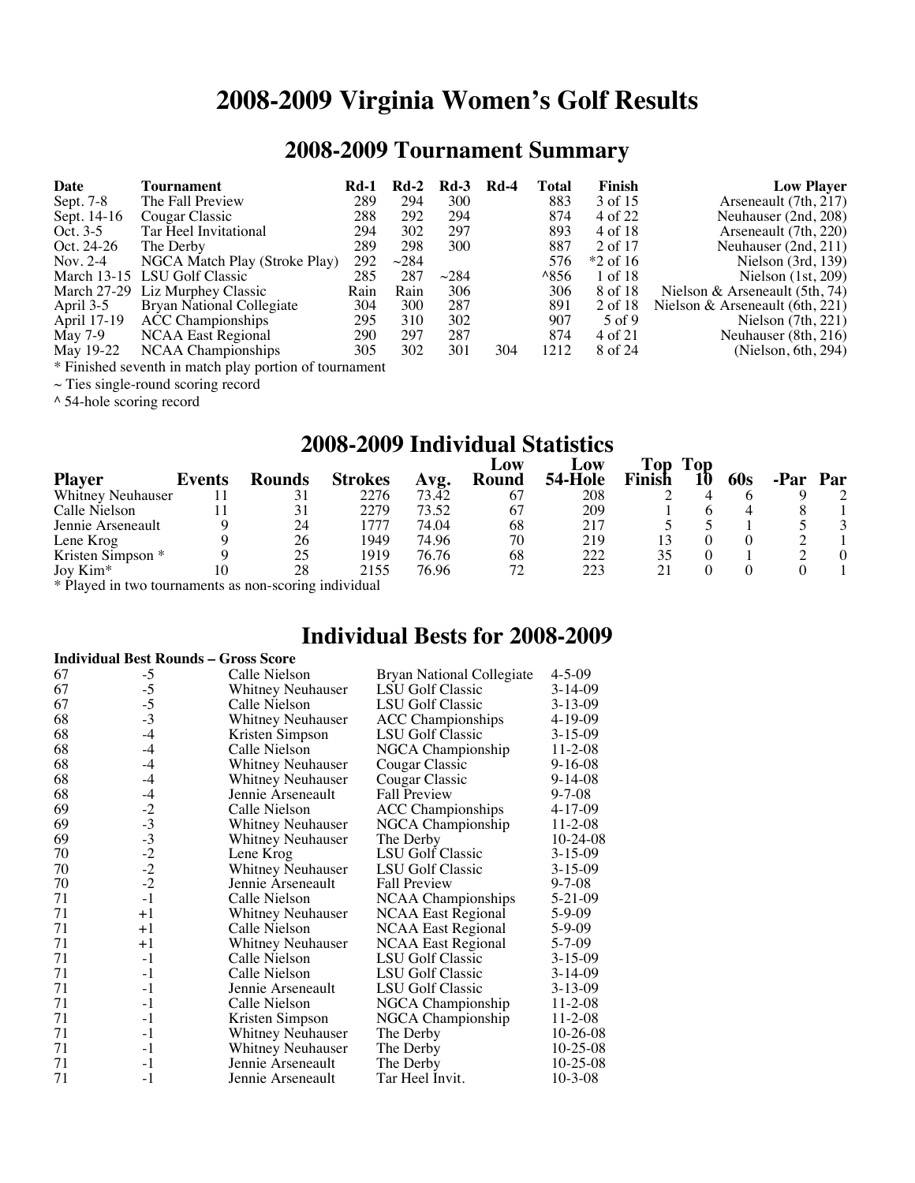# 2008-2009 Virginia Women's Golf Results

## 2008-2009 Tournament Summary

| Date | Tournament | Rd-1 | Rd-2 | Rd-3 | Rd-4 | Total | Finish | Low Player |
|---|---|---|---|---|---|---|---|---|
| Sept. 7-8 | The Fall Preview | 289 | 294 | 300 | | 883 | 3 of 15 | Arseneault (7th, 217) |
| Sept. 14-16 | Cougar Classic | 288 | 292 | 294 | | 874 | 4 of 22 | Neuhauser (2nd, 208) |
| Oct. 3-5 | Tar Heel Invitational | 294 | 302 | 297 | | 893 | 4 of 18 | Arseneault (7th, 220) |
| Oct. 24-26 | The Derby | 289 | 298 | 300 | | 887 | 2 of 17 | Neuhauser (2nd, 211) |
| Nov. 2-4 | NGCA Match Play (Stroke Play) | 292 | ~284 | | | 576 | *2 of 16 | Nielson (3rd, 139) |
| March 13-15 | LSU Golf Classic | 285 | 287 | ~284 | | ^856 | 1 of 18 | Nielson (1st, 209) |
| March 27-29 | Liz Murphey Classic | Rain | Rain | 306 | | 306 | 8 of 18 | Nielson & Arseneault (5th, 74) |
| April 3-5 | Bryan National Collegiate | 304 | 300 | 287 | | 891 | 2 of 18 | Nielson & Arseneault (6th, 221) |
| April 17-19 | ACC Championships | 295 | 310 | 302 | | 907 | 5 of 9 | Nielson (7th, 221) |
| May 7-9 | NCAA East Regional | 290 | 297 | 287 | | 874 | 4 of 21 | Neuhauser (8th, 216) |
| May 19-22 | NCAA Championships | 305 | 302 | 301 | 304 | 1212 | 8 of 24 | (Nielson, 6th, 294) |

* Finished seventh in match play portion of tournament

~ Ties single-round scoring record

^ 54-hole scoring record

## 2008-2009 Individual Statistics

| Player | Events | Rounds | Strokes | Avg. | Low Round | Low 54-Hole | Top Finish | Top 10 | 60s | -Par | Par |
|---|---|---|---|---|---|---|---|---|---|---|---|
| Whitney Neuhauser | 11 | 31 | 2276 | 73.42 | 67 | 208 | 2 | 4 | 6 | 9 | 2 |
| Calle Nielson | 11 | 31 | 2279 | 73.52 | 67 | 209 | 1 | 6 | 4 | 8 | 1 |
| Jennie Arseneault | 9 | 24 | 1777 | 74.04 | 68 | 217 | 5 | 5 | 1 | 5 | 3 |
| Lene Krog | 9 | 26 | 1949 | 74.96 | 70 | 219 | 13 | 0 | 0 | 2 | 1 |
| Kristen Simpson * | 9 | 25 | 1919 | 76.76 | 68 | 222 | 35 | 0 | 1 | 2 | 0 |
| Joy Kim* | 10 | 28 | 2155 | 76.96 | 72 | 223 | 21 | 0 | 0 | 0 | 1 |

* Played in two tournaments as non-scoring individual

## Individual Bests for 2008-2009

**Individual Best Rounds – Gross Score**

| Score | To Par | Player | Tournament | Date |
|---|---|---|---|---|
| 67 | -5 | Calle Nielson | Bryan National Collegiate | 4-5-09 |
| 67 | -5 | Whitney Neuhauser | LSU Golf Classic | 3-14-09 |
| 67 | -5 | Calle Nielson | LSU Golf Classic | 3-13-09 |
| 68 | -3 | Whitney Neuhauser | ACC Championships | 4-19-09 |
| 68 | -4 | Kristen Simpson | LSU Golf Classic | 3-15-09 |
| 68 | -4 | Calle Nielson | NGCA Championship | 11-2-08 |
| 68 | -4 | Whitney Neuhauser | Cougar Classic | 9-16-08 |
| 68 | -4 | Whitney Neuhauser | Cougar Classic | 9-14-08 |
| 68 | -4 | Jennie Arseneault | Fall Preview | 9-7-08 |
| 69 | -2 | Calle Nielson | ACC Championships | 4-17-09 |
| 69 | -3 | Whitney Neuhauser | NGCA Championship | 11-2-08 |
| 69 | -3 | Whitney Neuhauser | The Derby | 10-24-08 |
| 70 | -2 | Lene Krog | LSU Golf Classic | 3-15-09 |
| 70 | -2 | Whitney Neuhauser | LSU Golf Classic | 3-15-09 |
| 70 | -2 | Jennie Arseneault | Fall Preview | 9-7-08 |
| 71 | -1 | Calle Nielson | NCAA Championships | 5-21-09 |
| 71 | +1 | Whitney Neuhauser | NCAA East Regional | 5-9-09 |
| 71 | +1 | Calle Nielson | NCAA East Regional | 5-9-09 |
| 71 | +1 | Whitney Neuhauser | NCAA East Regional | 5-7-09 |
| 71 | -1 | Calle Nielson | LSU Golf Classic | 3-15-09 |
| 71 | -1 | Calle Nielson | LSU Golf Classic | 3-14-09 |
| 71 | -1 | Jennie Arseneault | LSU Golf Classic | 3-13-09 |
| 71 | -1 | Calle Nielson | NGCA Championship | 11-2-08 |
| 71 | -1 | Kristen Simpson | NGCA Championship | 11-2-08 |
| 71 | -1 | Whitney Neuhauser | The Derby | 10-26-08 |
| 71 | -1 | Whitney Neuhauser | The Derby | 10-25-08 |
| 71 | -1 | Jennie Arseneault | The Derby | 10-25-08 |
| 71 | -1 | Jennie Arseneault | Tar Heel Invit. | 10-3-08 |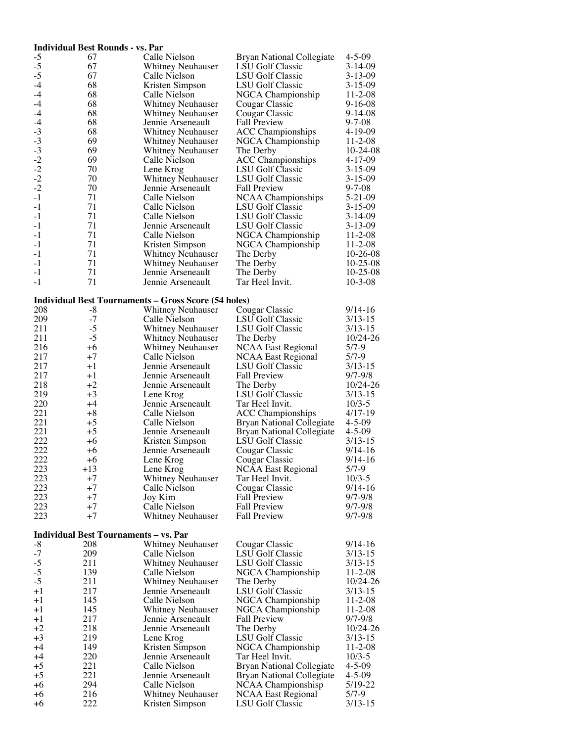**Individual Best Rounds - vs. Par**

| | | | | |
|---|---|---|---|---|
| -5 | 67 | Calle Nielson | Bryan National Collegiate | 4-5-09 |
| -5 | 67 | Whitney Neuhauser | LSU Golf Classic | 3-14-09 |
| -5 | 67 | Calle Nielson | LSU Golf Classic | 3-13-09 |
| -4 | 68 | Kristen Simpson | LSU Golf Classic | 3-15-09 |
| -4 | 68 | Calle Nielson | NGCA Championship | 11-2-08 |
| -4 | 68 | Whitney Neuhauser | Cougar Classic | 9-16-08 |
| -4 | 68 | Whitney Neuhauser | Cougar Classic | 9-14-08 |
| -4 | 68 | Jennie Arseneault | Fall Preview | 9-7-08 |
| -3 | 68 | Whitney Neuhauser | ACC Championships | 4-19-09 |
| -3 | 69 | Whitney Neuhauser | NGCA Championship | 11-2-08 |
| -3 | 69 | Whitney Neuhauser | The Derby | 10-24-08 |
| -2 | 69 | Calle Nielson | ACC Championships | 4-17-09 |
| -2 | 70 | Lene Krog | LSU Golf Classic | 3-15-09 |
| -2 | 70 | Whitney Neuhauser | LSU Golf Classic | 3-15-09 |
| -2 | 70 | Jennie Arseneault | Fall Preview | 9-7-08 |
| -1 | 71 | Calle Nielson | NCAA Championships | 5-21-09 |
| -1 | 71 | Calle Nielson | LSU Golf Classic | 3-15-09 |
| -1 | 71 | Calle Nielson | LSU Golf Classic | 3-14-09 |
| -1 | 71 | Jennie Arseneault | LSU Golf Classic | 3-13-09 |
| -1 | 71 | Calle Nielson | NGCA Championship | 11-2-08 |
| -1 | 71 | Kristen Simpson | NGCA Championship | 11-2-08 |
| -1 | 71 | Whitney Neuhauser | The Derby | 10-26-08 |
| -1 | 71 | Whitney Neuhauser | The Derby | 10-25-08 |
| -1 | 71 | Jennie Arseneault | The Derby | 10-25-08 |
| -1 | 71 | Jennie Arseneault | Tar Heel Invit. | 10-3-08 |

**Individual Best Tournaments – Gross Score (54 holes)**

| | | | | |
|---|---|---|---|---|
| 208 | -8 | Whitney Neuhauser | Cougar Classic | 9/14-16 |
| 209 | -7 | Calle Nielson | LSU Golf Classic | 3/13-15 |
| 211 | -5 | Whitney Neuhauser | LSU Golf Classic | 3/13-15 |
| 211 | -5 | Whitney Neuhauser | The Derby | 10/24-26 |
| 216 | +6 | Whitney Neuhauser | NCAA East Regional | 5/7-9 |
| 217 | +7 | Calle Nielson | NCAA East Regional | 5/7-9 |
| 217 | +1 | Jennie Arseneault | LSU Golf Classic | 3/13-15 |
| 217 | +1 | Jennie Arseneault | Fall Preview | 9/7-9/8 |
| 218 | +2 | Jennie Arseneault | The Derby | 10/24-26 |
| 219 | +3 | Lene Krog | LSU Golf Classic | 3/13-15 |
| 220 | +4 | Jennie Arseneault | Tar Heel Invit. | 10/3-5 |
| 221 | +8 | Calle Nielson | ACC Championships | 4/17-19 |
| 221 | +5 | Calle Nielson | Bryan National Collegiate | 4-5-09 |
| 221 | +5 | Jennie Arseneault | Bryan National Collegiate | 4-5-09 |
| 222 | +6 | Kristen Simpson | LSU Golf Classic | 3/13-15 |
| 222 | +6 | Jennie Arseneault | Cougar Classic | 9/14-16 |
| 222 | +6 | Lene Krog | Cougar Classic | 9/14-16 |
| 223 | +13 | Lene Krog | NCAA East Regional | 5/7-9 |
| 223 | +7 | Whitney Neuhauser | Tar Heel Invit. | 10/3-5 |
| 223 | +7 | Calle Nielson | Cougar Classic | 9/14-16 |
| 223 | +7 | Joy Kim | Fall Preview | 9/7-9/8 |
| 223 | +7 | Calle Nielson | Fall Preview | 9/7-9/8 |
| 223 | +7 | Whitney Neuhauser | Fall Preview | 9/7-9/8 |

**Individual Best Tournaments – vs. Par**

| | | | | |
|---|---|---|---|---|
| -8 | 208 | Whitney Neuhauser | Cougar Classic | 9/14-16 |
| -7 | 209 | Calle Nielson | LSU Golf Classic | 3/13-15 |
| -5 | 211 | Whitney Neuhauser | LSU Golf Classic | 3/13-15 |
| -5 | 139 | Calle Nielson | NGCA Championship | 11-2-08 |
| -5 | 211 | Whitney Neuhauser | The Derby | 10/24-26 |
| +1 | 217 | Jennie Arseneault | LSU Golf Classic | 3/13-15 |
| +1 | 145 | Calle Nielson | NGCA Championship | 11-2-08 |
| +1 | 145 | Whitney Neuhauser | NGCA Championship | 11-2-08 |
| +1 | 217 | Jennie Arseneault | Fall Preview | 9/7-9/8 |
| +2 | 218 | Jennie Arseneault | The Derby | 10/24-26 |
| +3 | 219 | Lene Krog | LSU Golf Classic | 3/13-15 |
| +4 | 149 | Kristen Simpson | NGCA Championship | 11-2-08 |
| +4 | 220 | Jennie Arseneault | Tar Heel Invit. | 10/3-5 |
| +5 | 221 | Calle Nielson | Bryan National Collegiate | 4-5-09 |
| +5 | 221 | Jennie Arseneault | Bryan National Collegiate | 4-5-09 |
| +6 | 294 | Calle Nielson | NCAA Championshisp | 5/19-22 |
| +6 | 216 | Whitney Neuhauser | NCAA East Regional | 5/7-9 |
| +6 | 222 | Kristen Simpson | LSU Golf Classic | 3/13-15 |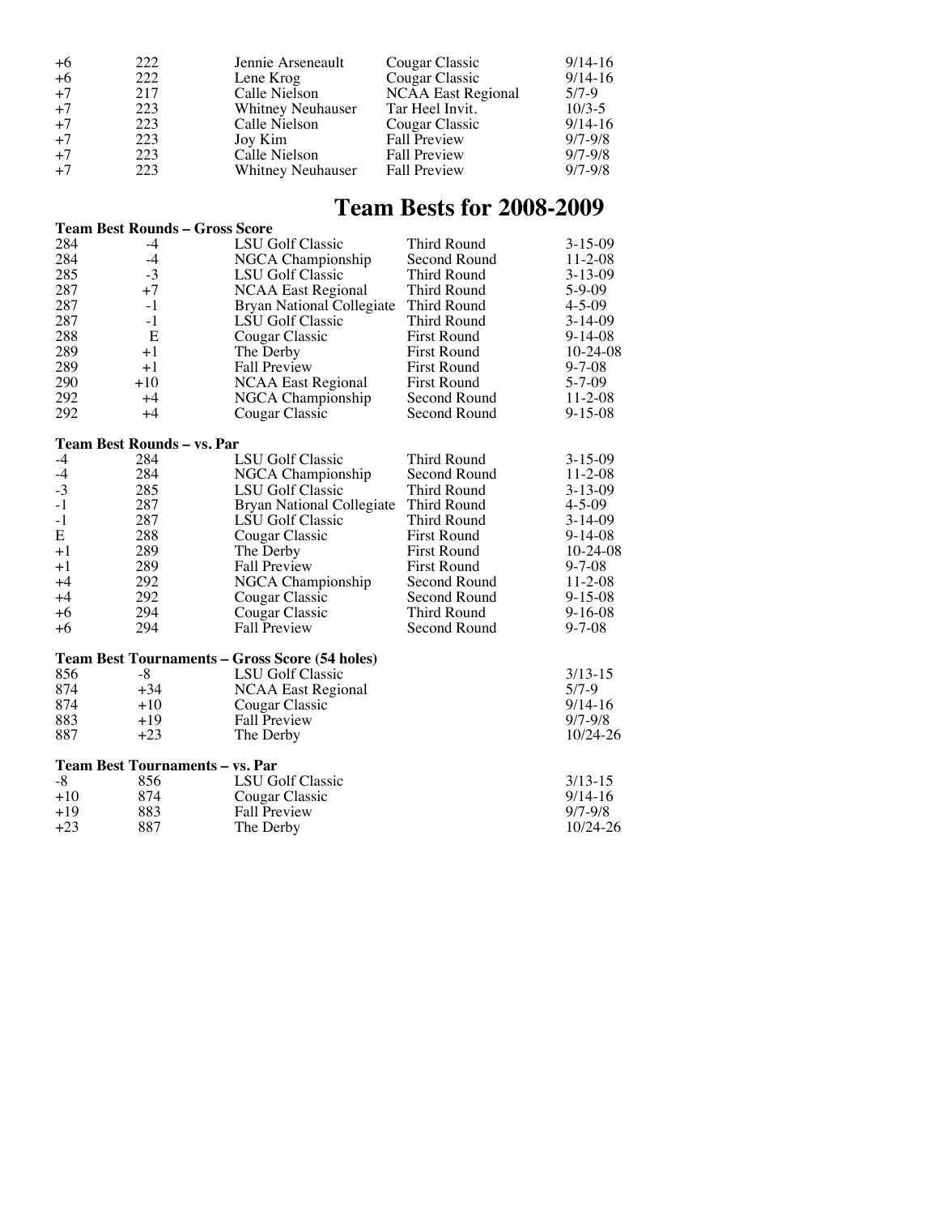| | | | | |
|---|---|---|---|---|
| +6 | 222 | Jennie Arseneault | Cougar Classic | 9/14-16 |
| +6 | 222 | Lene Krog | Cougar Classic | 9/14-16 |
| +7 | 217 | Calle Nielson | NCAA East Regional | 5/7-9 |
| +7 | 223 | Whitney Neuhauser | Tar Heel Invit. | 10/3-5 |
| +7 | 223 | Calle Nielson | Cougar Classic | 9/14-16 |
| +7 | 223 | Joy Kim | Fall Preview | 9/7-9/8 |
| +7 | 223 | Calle Nielson | Fall Preview | 9/7-9/8 |
| +7 | 223 | Whitney Neuhauser | Fall Preview | 9/7-9/8 |

# Team Bests for 2008-2009

**Team Best Rounds – Gross Score**

| | | | | |
|---|---|---|---|---|
| 284 | -4 | LSU Golf Classic | Third Round | 3-15-09 |
| 284 | -4 | NGCA Championship | Second Round | 11-2-08 |
| 285 | -3 | LSU Golf Classic | Third Round | 3-13-09 |
| 287 | +7 | NCAA East Regional | Third Round | 5-9-09 |
| 287 | -1 | Bryan National Collegiate | Third Round | 4-5-09 |
| 287 | -1 | LSU Golf Classic | Third Round | 3-14-09 |
| 288 | E | Cougar Classic | First Round | 9-14-08 |
| 289 | +1 | The Derby | First Round | 10-24-08 |
| 289 | +1 | Fall Preview | First Round | 9-7-08 |
| 290 | +10 | NCAA East Regional | First Round | 5-7-09 |
| 292 | +4 | NGCA Championship | Second Round | 11-2-08 |
| 292 | +4 | Cougar Classic | Second Round | 9-15-08 |

**Team Best Rounds – vs. Par**

| | | | | |
|---|---|---|---|---|
| -4 | 284 | LSU Golf Classic | Third Round | 3-15-09 |
| -4 | 284 | NGCA Championship | Second Round | 11-2-08 |
| -3 | 285 | LSU Golf Classic | Third Round | 3-13-09 |
| -1 | 287 | Bryan National Collegiate | Third Round | 4-5-09 |
| -1 | 287 | LSU Golf Classic | Third Round | 3-14-09 |
| E | 288 | Cougar Classic | First Round | 9-14-08 |
| +1 | 289 | The Derby | First Round | 10-24-08 |
| +1 | 289 | Fall Preview | First Round | 9-7-08 |
| +4 | 292 | NGCA Championship | Second Round | 11-2-08 |
| +4 | 292 | Cougar Classic | Second Round | 9-15-08 |
| +6 | 294 | Cougar Classic | Third Round | 9-16-08 |
| +6 | 294 | Fall Preview | Second Round | 9-7-08 |

**Team Best Tournaments – Gross Score (54 holes)**

| | | | |
|---|---|---|---|
| 856 | -8 | LSU Golf Classic | 3/13-15 |
| 874 | +34 | NCAA East Regional | 5/7-9 |
| 874 | +10 | Cougar Classic | 9/14-16 |
| 883 | +19 | Fall Preview | 9/7-9/8 |
| 887 | +23 | The Derby | 10/24-26 |

**Team Best Tournaments – vs. Par**

| | | | |
|---|---|---|---|
| -8 | 856 | LSU Golf Classic | 3/13-15 |
| +10 | 874 | Cougar Classic | 9/14-16 |
| +19 | 883 | Fall Preview | 9/7-9/8 |
| +23 | 887 | The Derby | 10/24-26 |